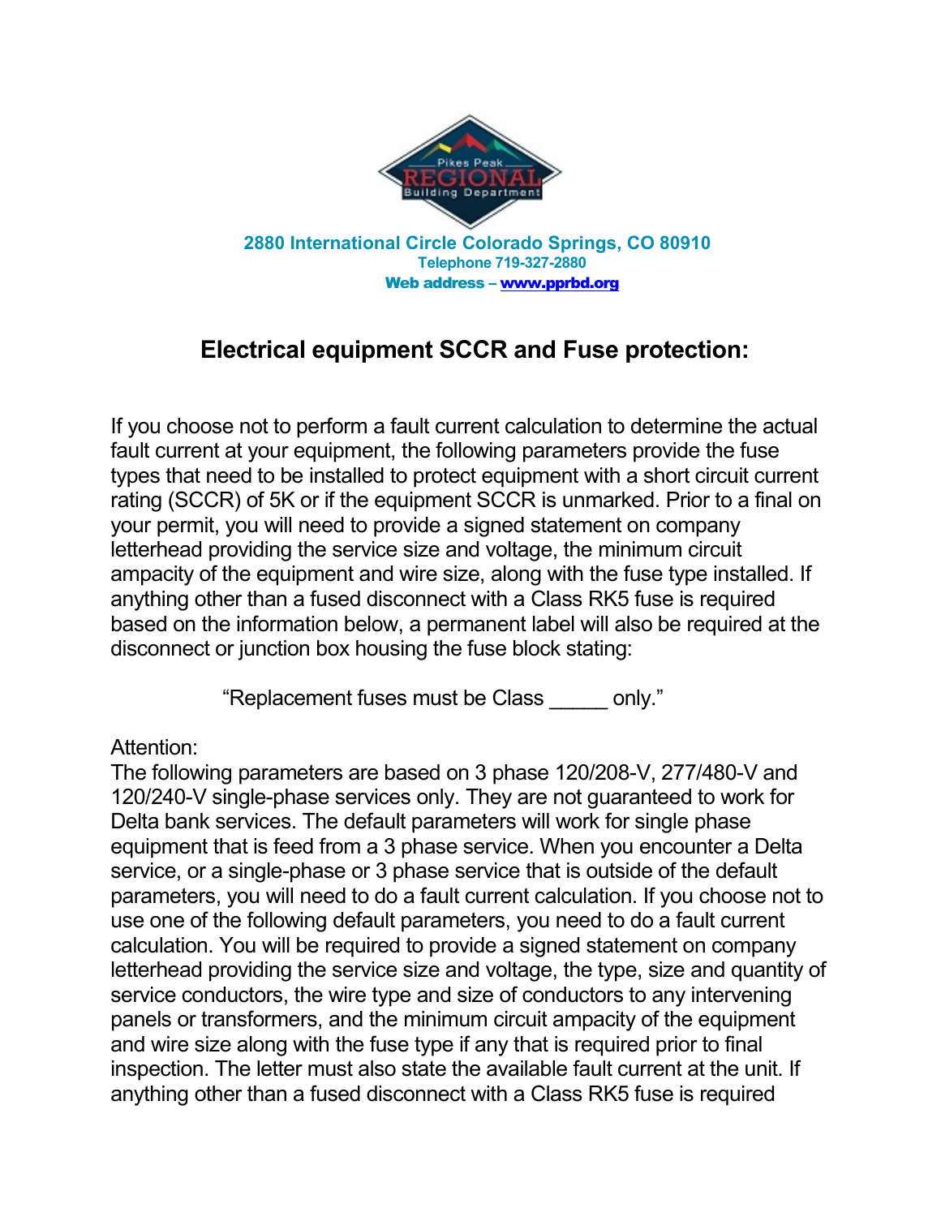2880 International Circle Colorado Springs, CO 80910
Telephone 719-327-2880
Web address – [www.pprbd.org](http://www.pprbd.org)

# Electrical equipment SCCR and Fuse protection:

If you choose not to perform a fault current calculation to determine the actual fault current at your equipment, the following parameters provide the fuse types that need to be installed to protect equipment with a short circuit current rating (SCCR) of 5K or if the equipment SCCR is unmarked. Prior to a final on your permit, you will need to provide a signed statement on company letterhead providing the service size and voltage, the minimum circuit ampacity of the equipment and wire size, along with the fuse type installed. If anything other than a fused disconnect with a Class RK5 fuse is required based on the information below, a permanent label will also be required at the disconnect or junction box housing the fuse block stating:

"Replacement fuses must be Class _____ only."

Attention:
The following parameters are based on 3 phase 120/208-V, 277/480-V and 120/240-V single-phase services only. They are not guaranteed to work for Delta bank services. The default parameters will work for single phase equipment that is feed from a 3 phase service. When you encounter a Delta service, or a single-phase or 3 phase service that is outside of the default parameters, you will need to do a fault current calculation. If you choose not to use one of the following default parameters, you need to do a fault current calculation. You will be required to provide a signed statement on company letterhead providing the service size and voltage, the type, size and quantity of service conductors, the wire type and size of conductors to any intervening panels or transformers, and the minimum circuit ampacity of the equipment and wire size along with the fuse type if any that is required prior to final inspection. The letter must also state the available fault current at the unit. If anything other than a fused disconnect with a Class RK5 fuse is required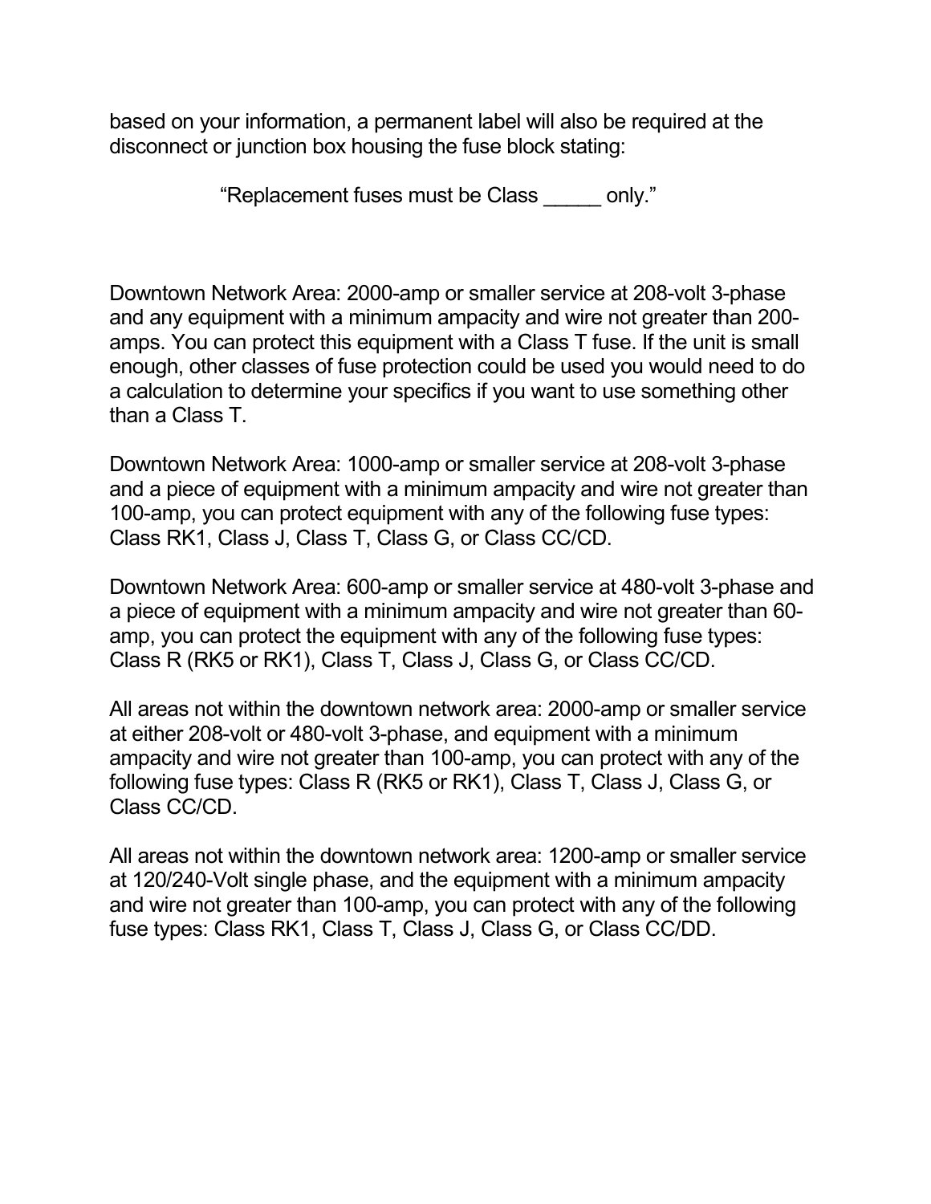based on your information, a permanent label will also be required at the disconnect or junction box housing the fuse block stating:

"Replacement fuses must be Class _____ only."

Downtown Network Area: 2000-amp or smaller service at 208-volt 3-phase and any equipment with a minimum ampacity and wire not greater than 200-amps. You can protect this equipment with a Class T fuse. If the unit is small enough, other classes of fuse protection could be used you would need to do a calculation to determine your specifics if you want to use something other than a Class T.

Downtown Network Area: 1000-amp or smaller service at 208-volt 3-phase and a piece of equipment with a minimum ampacity and wire not greater than 100-amp, you can protect equipment with any of the following fuse types: Class RK1, Class J, Class T, Class G, or Class CC/CD.

Downtown Network Area: 600-amp or smaller service at 480-volt 3-phase and a piece of equipment with a minimum ampacity and wire not greater than 60-amp, you can protect the equipment with any of the following fuse types: Class R (RK5 or RK1), Class T, Class J, Class G, or Class CC/CD.

All areas not within the downtown network area: 2000-amp or smaller service at either 208-volt or 480-volt 3-phase, and equipment with a minimum ampacity and wire not greater than 100-amp, you can protect with any of the following fuse types: Class R (RK5 or RK1), Class T, Class J, Class G, or Class CC/CD.

All areas not within the downtown network area: 1200-amp or smaller service at 120/240-Volt single phase, and the equipment with a minimum ampacity and wire not greater than 100-amp, you can protect with any of the following fuse types: Class RK1, Class T, Class J, Class G, or Class CC/DD.